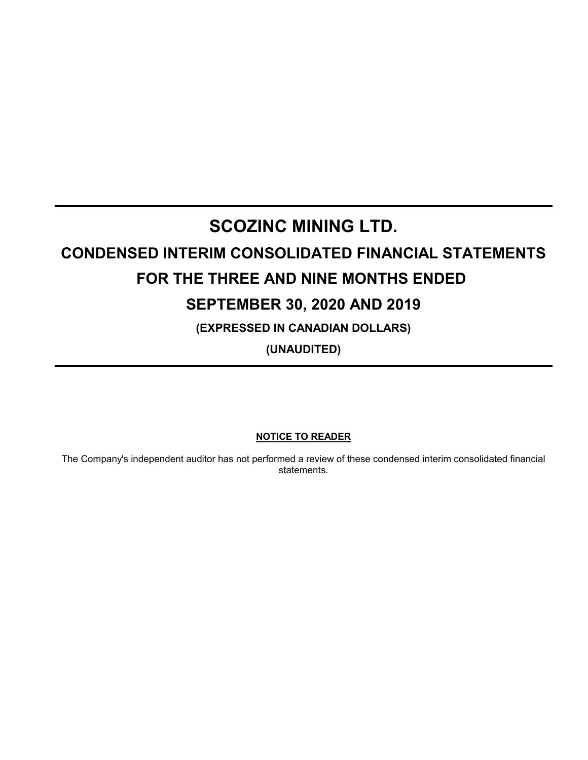# SCOZINC MINING LTD.

## CONDENSED INTERIM CONSOLIDATED FINANCIAL STATEMENTS

## FOR THE THREE AND NINE MONTHS ENDED

## SEPTEMBER 30, 2020 AND 2019

**(EXPRESSED IN CANADIAN DOLLARS)**

**(UNAUDITED)**

**NOTICE TO READER**

The Company's independent auditor has not performed a review of these condensed interim consolidated financial statements.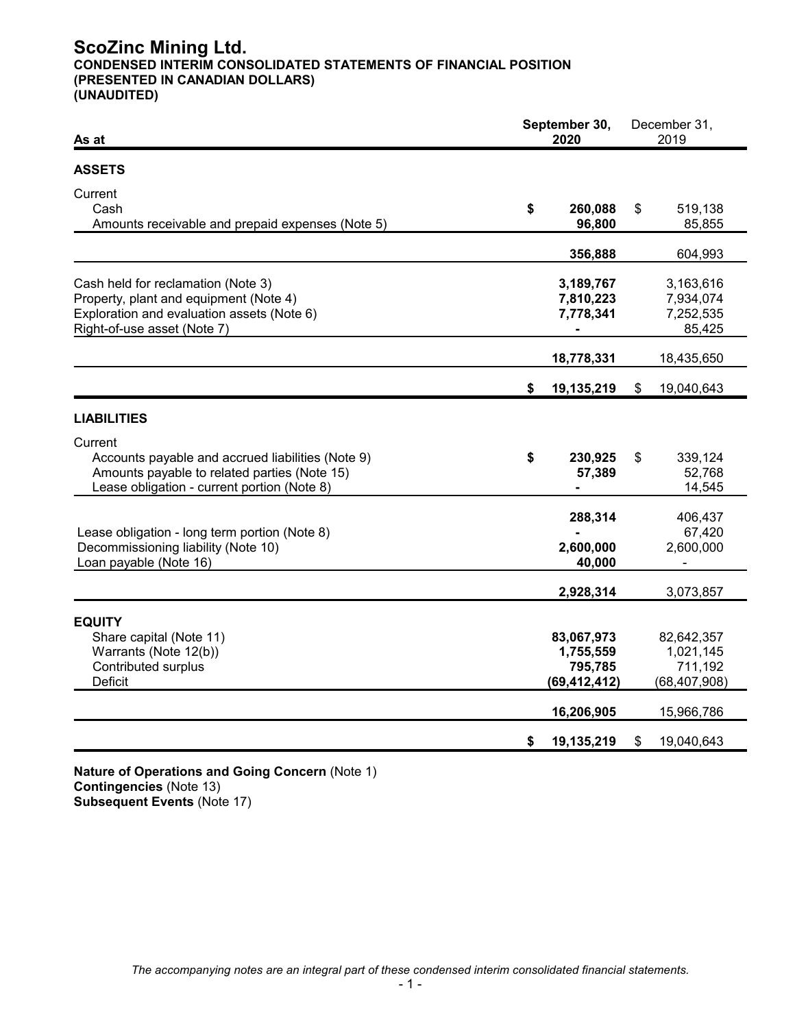# ScoZinc Mining Ltd.

## CONDENSED INTERIM CONSOLIDATED STATEMENTS OF FINANCIAL POSITION
## (PRESENTED IN CANADIAN DOLLARS)
## (UNAUDITED)

| As at | September 30, 2020 | December 31, 2019 |
|---|---|---|
| **ASSETS** | | |
| Current | | |
| Cash | **$ 260,088** | $ 519,138 |
| Amounts receivable and prepaid expenses (Note 5) | **96,800** | 85,855 |
| | **356,888** | 604,993 |
| Cash held for reclamation (Note 3) | **3,189,767** | 3,163,616 |
| Property, plant and equipment (Note 4) | **7,810,223** | 7,934,074 |
| Exploration and evaluation assets (Note 6) | **7,778,341** | 7,252,535 |
| Right-of-use asset (Note 7) | **-** | 85,425 |
| | **18,778,331** | 18,435,650 |
| | **$ 19,135,219** | $ 19,040,643 |
| **LIABILITIES** | | |
| Current | | |
| Accounts payable and accrued liabilities (Note 9) | **$ 230,925** | $ 339,124 |
| Amounts payable to related parties (Note 15) | **57,389** | 52,768 |
| Lease obligation - current portion (Note 8) | **-** | 14,545 |
| | **288,314** | 406,437 |
| Lease obligation - long term portion (Note 8) | **-** | 67,420 |
| Decommissioning liability (Note 10) | **2,600,000** | 2,600,000 |
| Loan payable (Note 16) | **40,000** | - |
| | **2,928,314** | 3,073,857 |
| **EQUITY** | | |
| Share capital (Note 11) | **83,067,973** | 82,642,357 |
| Warrants (Note 12(b)) | **1,755,559** | 1,021,145 |
| Contributed surplus | **795,785** | 711,192 |
| Deficit | **(69,412,412)** | (68,407,908) |
| | **16,206,905** | 15,966,786 |
| | **$ 19,135,219** | $ 19,040,643 |

**Nature of Operations and Going Concern** (Note 1)
**Contingencies** (Note 13)
**Subsequent Events** (Note 17)

*The accompanying notes are an integral part of these condensed interim consolidated financial statements.*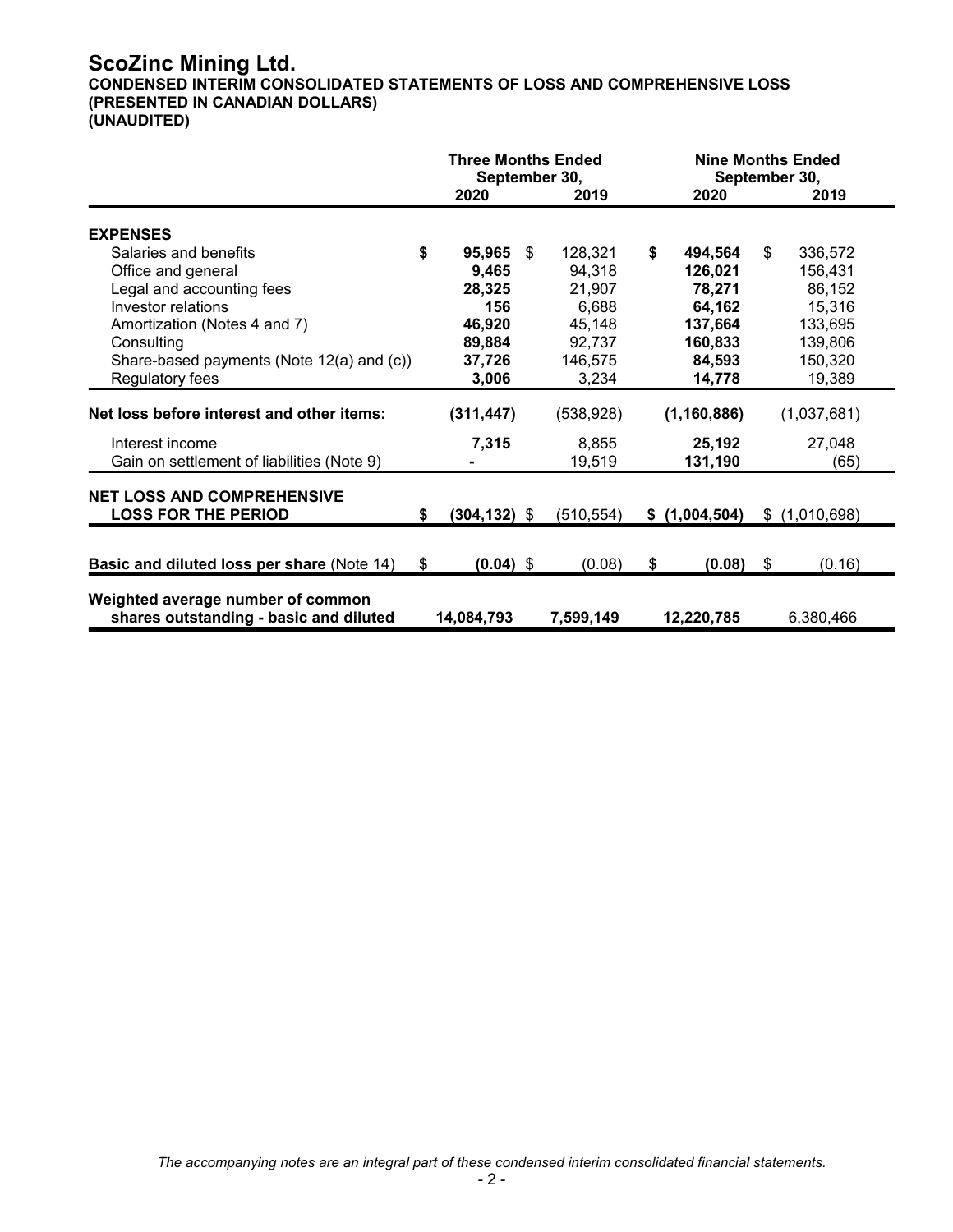# ScoZinc Mining Ltd.

**CONDENSED INTERIM CONSOLIDATED STATEMENTS OF LOSS AND COMPREHENSIVE LOSS**
**(PRESENTED IN CANADIAN DOLLARS)**
**(UNAUDITED)**

| | Three Months Ended September 30, | | Nine Months Ended September 30, | |
|---|---|---|---|---|
| | **2020** | **2019** | **2020** | **2019** |
| **EXPENSES** | | | | |
| Salaries and benefits | **$ 95,965** | $ 128,321 | **$ 494,564** | $ 336,572 |
| Office and general | **9,465** | 94,318 | **126,021** | 156,431 |
| Legal and accounting fees | **28,325** | 21,907 | **78,271** | 86,152 |
| Investor relations | **156** | 6,688 | **64,162** | 15,316 |
| Amortization (Notes 4 and 7) | **46,920** | 45,148 | **137,664** | 133,695 |
| Consulting | **89,884** | 92,737 | **160,833** | 139,806 |
| Share-based payments (Note 12(a) and (c)) | **37,726** | 146,575 | **84,593** | 150,320 |
| Regulatory fees | **3,006** | 3,234 | **14,778** | 19,389 |
| **Net loss before interest and other items:** | **(311,447)** | (538,928) | **(1,160,886)** | (1,037,681) |
| Interest income | **7,315** | 8,855 | **25,192** | 27,048 |
| Gain on settlement of liabilities (Note 9) | **-** | 19,519 | **131,190** | (65) |
| **NET LOSS AND COMPREHENSIVE LOSS FOR THE PERIOD** | **$ (304,132)** | $ (510,554) | **$ (1,004,504)** | $ (1,010,698) |
| **Basic and diluted loss per share** (Note 14) | **$ (0.04)** | $ (0.08) | **$ (0.08)** | $ (0.16) |
| **Weighted average number of common shares outstanding - basic and diluted** | **14,084,793** | **7,599,149** | **12,220,785** | 6,380,466 |

*The accompanying notes are an integral part of these condensed interim consolidated financial statements.*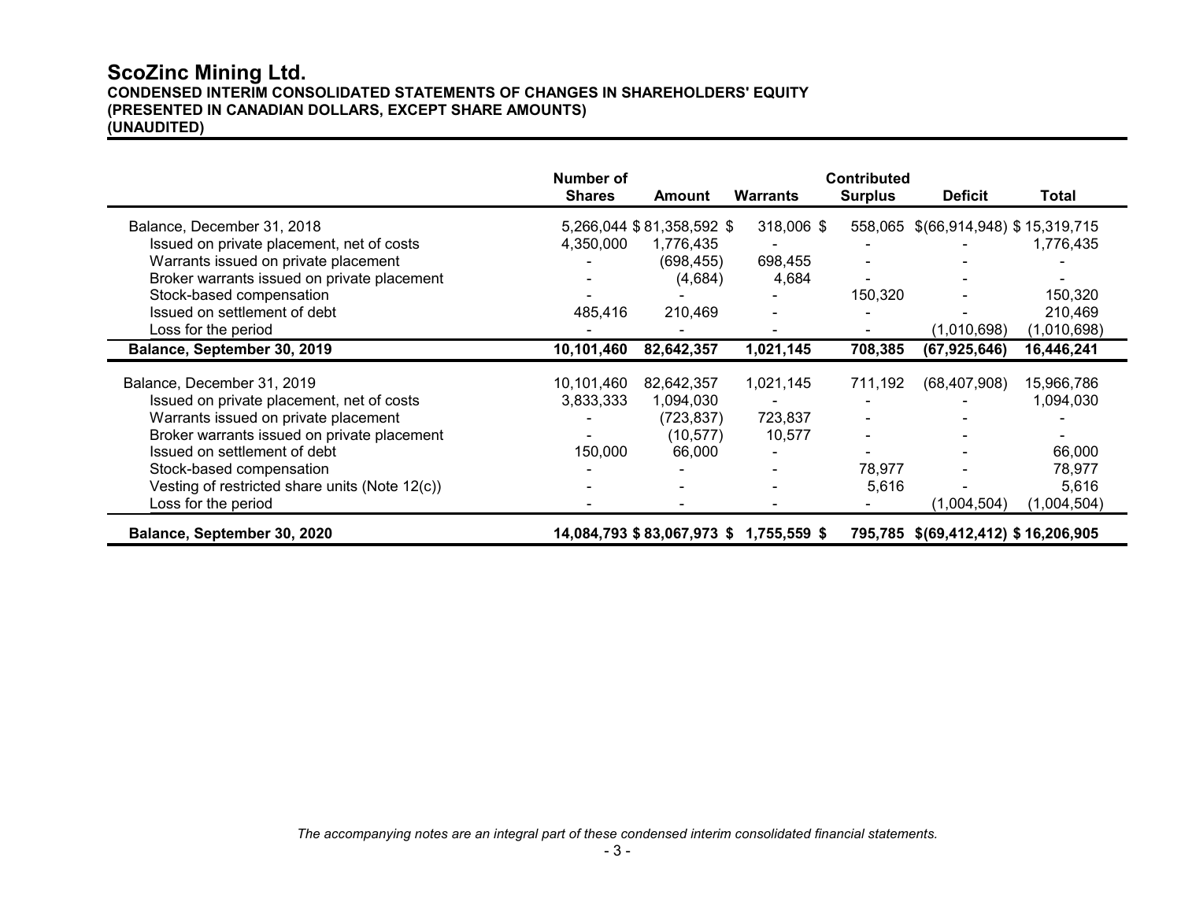# ScoZinc Mining Ltd.

**CONDENSED INTERIM CONSOLIDATED STATEMENTS OF CHANGES IN SHAREHOLDERS' EQUITY**
**(PRESENTED IN CANADIAN DOLLARS, EXCEPT SHARE AMOUNTS)**
**(UNAUDITED)**

| | Number of Shares | Amount | Warrants | Contributed Surplus | Deficit | Total |
|---|---|---|---|---|---|---|
| Balance, December 31, 2018 | 5,266,044 | $ 81,358,592 | $ 318,006 | $ 558,065 | $ (66,914,948) | $ 15,319,715 |
| Issued on private placement, net of costs | 4,350,000 | 1,776,435 | - | - | - | 1,776,435 |
| Warrants issued on private placement | - | (698,455) | 698,455 | - | - | - |
| Broker warrants issued on private placement | - | (4,684) | 4,684 | - | - | - |
| Stock-based compensation | - | - | - | 150,320 | - | 150,320 |
| Issued on settlement of debt | 485,416 | 210,469 | - | - | - | 210,469 |
| Loss for the period | - | - | - | - | (1,010,698) | (1,010,698) |
| **Balance, September 30, 2019** | **10,101,460** | **82,642,357** | **1,021,145** | **708,385** | **(67,925,646)** | **16,446,241** |
| Balance, December 31, 2019 | 10,101,460 | 82,642,357 | 1,021,145 | 711,192 | (68,407,908) | 15,966,786 |
| Issued on private placement, net of costs | 3,833,333 | 1,094,030 | - | - | - | 1,094,030 |
| Warrants issued on private placement | - | (723,837) | 723,837 | - | - | - |
| Broker warrants issued on private placement | - | (10,577) | 10,577 | - | - | - |
| Issued on settlement of debt | 150,000 | 66,000 | - | - | - | 66,000 |
| Stock-based compensation | - | - | - | 78,977 | - | 78,977 |
| Vesting of restricted share units (Note 12(c)) | - | - | - | 5,616 | - | 5,616 |
| Loss for the period | - | - | - | - | (1,004,504) | (1,004,504) |
| **Balance, September 30, 2020** | **14,084,793** | **$ 83,067,973** | **$ 1,755,559** | **$ 795,785** | **$ (69,412,412)** | **$ 16,206,905** |

*The accompanying notes are an integral part of these condensed interim consolidated financial statements.*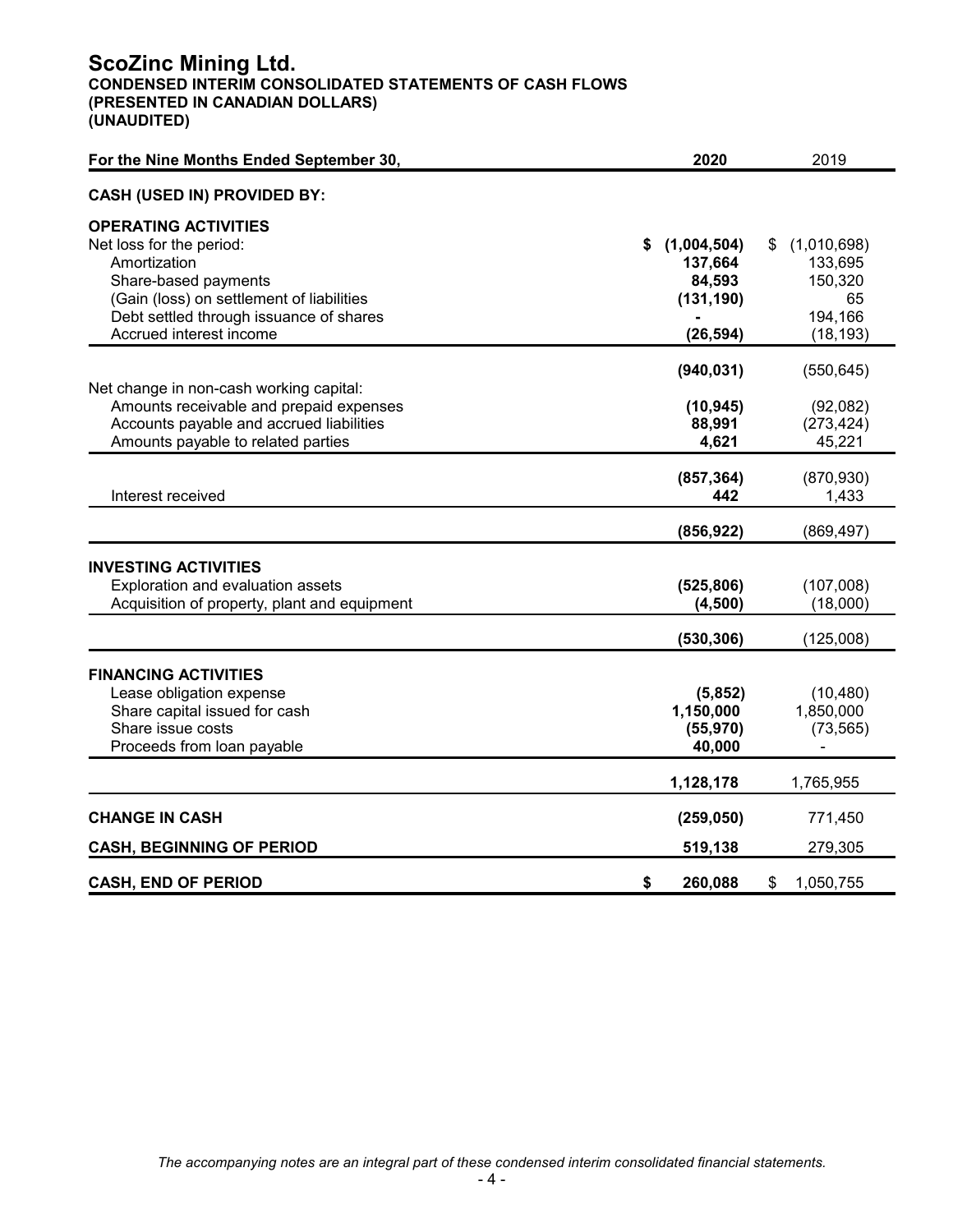# ScoZinc Mining Ltd.

## CONDENSED INTERIM CONSOLIDATED STATEMENTS OF CASH FLOWS
## (PRESENTED IN CANADIAN DOLLARS)
## (UNAUDITED)

| For the Nine Months Ended September 30, | 2020 | 2019 |
|---|---|---|
| **CASH (USED IN) PROVIDED BY:** | | |
| **OPERATING ACTIVITIES** | | |
| Net loss for the period: | **$ (1,004,504)** | $ (1,010,698) |
| Amortization | **137,664** | 133,695 |
| Share-based payments | **84,593** | 150,320 |
| (Gain (loss) on settlement of liabilities | **(131,190)** | 65 |
| Debt settled through issuance of shares | **-** | 194,166 |
| Accrued interest income | **(26,594)** | (18,193) |
| | **(940,031)** | (550,645) |
| Net change in non-cash working capital: | | |
| Amounts receivable and prepaid expenses | **(10,945)** | (92,082) |
| Accounts payable and accrued liabilities | **88,991** | (273,424) |
| Amounts payable to related parties | **4,621** | 45,221 |
| | **(857,364)** | (870,930) |
| Interest received | **442** | 1,433 |
| | **(856,922)** | (869,497) |
| **INVESTING ACTIVITIES** | | |
| Exploration and evaluation assets | **(525,806)** | (107,008) |
| Acquisition of property, plant and equipment | **(4,500)** | (18,000) |
| | **(530,306)** | (125,008) |
| **FINANCING ACTIVITIES** | | |
| Lease obligation expense | **(5,852)** | (10,480) |
| Share capital issued for cash | **1,150,000** | 1,850,000 |
| Share issue costs | **(55,970)** | (73,565) |
| Proceeds from loan payable | **40,000** | - |
| | **1,128,178** | 1,765,955 |
| **CHANGE IN CASH** | **(259,050)** | 771,450 |
| **CASH, BEGINNING OF PERIOD** | **519,138** | 279,305 |
| **CASH, END OF PERIOD** | **$ 260,088** | $ 1,050,755 |

*The accompanying notes are an integral part of these condensed interim consolidated financial statements.*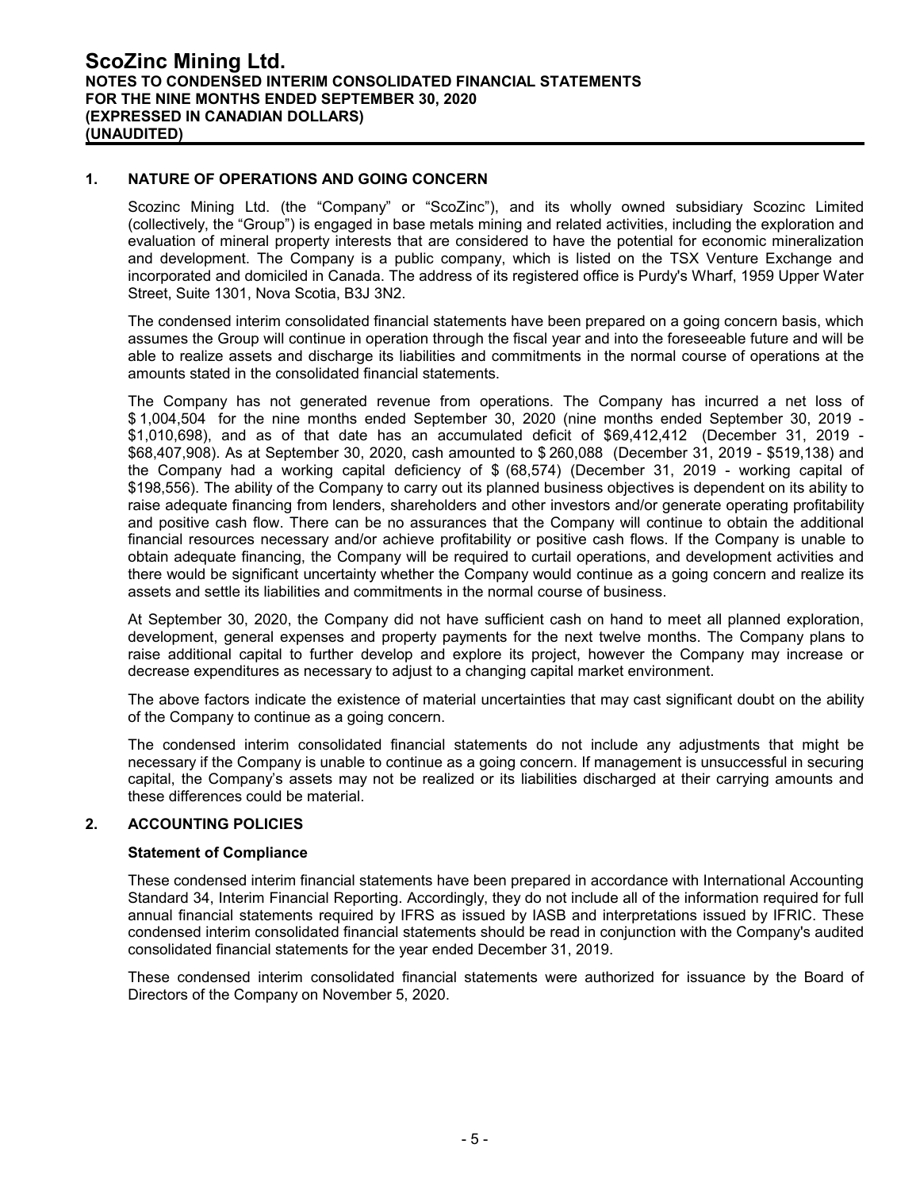## 1. NATURE OF OPERATIONS AND GOING CONCERN

Scozinc Mining Ltd. (the "Company" or "ScoZinc"), and its wholly owned subsidiary Scozinc Limited (collectively, the "Group") is engaged in base metals mining and related activities, including the exploration and evaluation of mineral property interests that are considered to have the potential for economic mineralization and development. The Company is a public company, which is listed on the TSX Venture Exchange and incorporated and domiciled in Canada. The address of its registered office is Purdy's Wharf, 1959 Upper Water Street, Suite 1301, Nova Scotia, B3J 3N2.

The condensed interim consolidated financial statements have been prepared on a going concern basis, which assumes the Group will continue in operation through the fiscal year and into the foreseeable future and will be able to realize assets and discharge its liabilities and commitments in the normal course of operations at the amounts stated in the consolidated financial statements.

The Company has not generated revenue from operations. The Company has incurred a net loss of $ 1,004,504 for the nine months ended September 30, 2020 (nine months ended September 30, 2019 - $1,010,698), and as of that date has an accumulated deficit of $69,412,412 (December 31, 2019 - $68,407,908). As at September 30, 2020, cash amounted to $ 260,088 (December 31, 2019 - $519,138) and the Company had a working capital deficiency of $ (68,574) (December 31, 2019 - working capital of $198,556). The ability of the Company to carry out its planned business objectives is dependent on its ability to raise adequate financing from lenders, shareholders and other investors and/or generate operating profitability and positive cash flow. There can be no assurances that the Company will continue to obtain the additional financial resources necessary and/or achieve profitability or positive cash flows. If the Company is unable to obtain adequate financing, the Company will be required to curtail operations, and development activities and there would be significant uncertainty whether the Company would continue as a going concern and realize its assets and settle its liabilities and commitments in the normal course of business.

At September 30, 2020, the Company did not have sufficient cash on hand to meet all planned exploration, development, general expenses and property payments for the next twelve months. The Company plans to raise additional capital to further develop and explore its project, however the Company may increase or decrease expenditures as necessary to adjust to a changing capital market environment.

The above factors indicate the existence of material uncertainties that may cast significant doubt on the ability of the Company to continue as a going concern.

The condensed interim consolidated financial statements do not include any adjustments that might be necessary if the Company is unable to continue as a going concern. If management is unsuccessful in securing capital, the Company's assets may not be realized or its liabilities discharged at their carrying amounts and these differences could be material.

## 2. ACCOUNTING POLICIES

### Statement of Compliance

These condensed interim financial statements have been prepared in accordance with International Accounting Standard 34, Interim Financial Reporting. Accordingly, they do not include all of the information required for full annual financial statements required by IFRS as issued by IASB and interpretations issued by IFRIC. These condensed interim consolidated financial statements should be read in conjunction with the Company's audited consolidated financial statements for the year ended December 31, 2019.

These condensed interim consolidated financial statements were authorized for issuance by the Board of Directors of the Company on November 5, 2020.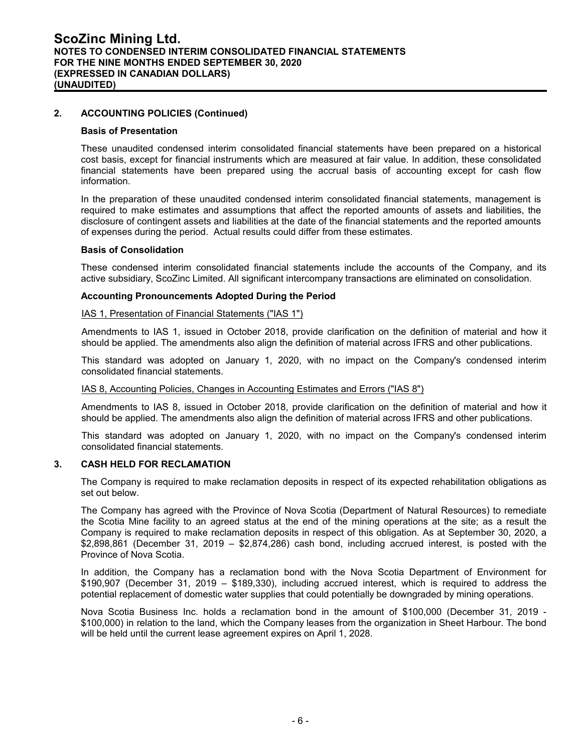## 2. ACCOUNTING POLICIES (Continued)

### Basis of Presentation

These unaudited condensed interim consolidated financial statements have been prepared on a historical cost basis, except for financial instruments which are measured at fair value. In addition, these consolidated financial statements have been prepared using the accrual basis of accounting except for cash flow information.

In the preparation of these unaudited condensed interim consolidated financial statements, management is required to make estimates and assumptions that affect the reported amounts of assets and liabilities, the disclosure of contingent assets and liabilities at the date of the financial statements and the reported amounts of expenses during the period. Actual results could differ from these estimates.

### Basis of Consolidation

These condensed interim consolidated financial statements include the accounts of the Company, and its active subsidiary, ScoZinc Limited. All significant intercompany transactions are eliminated on consolidation.

### Accounting Pronouncements Adopted During the Period

IAS 1, Presentation of Financial Statements ("IAS 1")

Amendments to IAS 1, issued in October 2018, provide clarification on the definition of material and how it should be applied. The amendments also align the definition of material across IFRS and other publications.

This standard was adopted on January 1, 2020, with no impact on the Company's condensed interim consolidated financial statements.

IAS 8, Accounting Policies, Changes in Accounting Estimates and Errors ("IAS 8")

Amendments to IAS 8, issued in October 2018, provide clarification on the definition of material and how it should be applied. The amendments also align the definition of material across IFRS and other publications.

This standard was adopted on January 1, 2020, with no impact on the Company's condensed interim consolidated financial statements.

## 3. CASH HELD FOR RECLAMATION

The Company is required to make reclamation deposits in respect of its expected rehabilitation obligations as set out below.

The Company has agreed with the Province of Nova Scotia (Department of Natural Resources) to remediate the Scotia Mine facility to an agreed status at the end of the mining operations at the site; as a result the Company is required to make reclamation deposits in respect of this obligation. As at September 30, 2020, a $2,898,861 (December 31, 2019 – $2,874,286) cash bond, including accrued interest, is posted with the Province of Nova Scotia.

In addition, the Company has a reclamation bond with the Nova Scotia Department of Environment for $190,907 (December 31, 2019 – $189,330), including accrued interest, which is required to address the potential replacement of domestic water supplies that could potentially be downgraded by mining operations.

Nova Scotia Business Inc. holds a reclamation bond in the amount of $100,000 (December 31, 2019 - $100,000) in relation to the land, which the Company leases from the organization in Sheet Harbour. The bond will be held until the current lease agreement expires on April 1, 2028.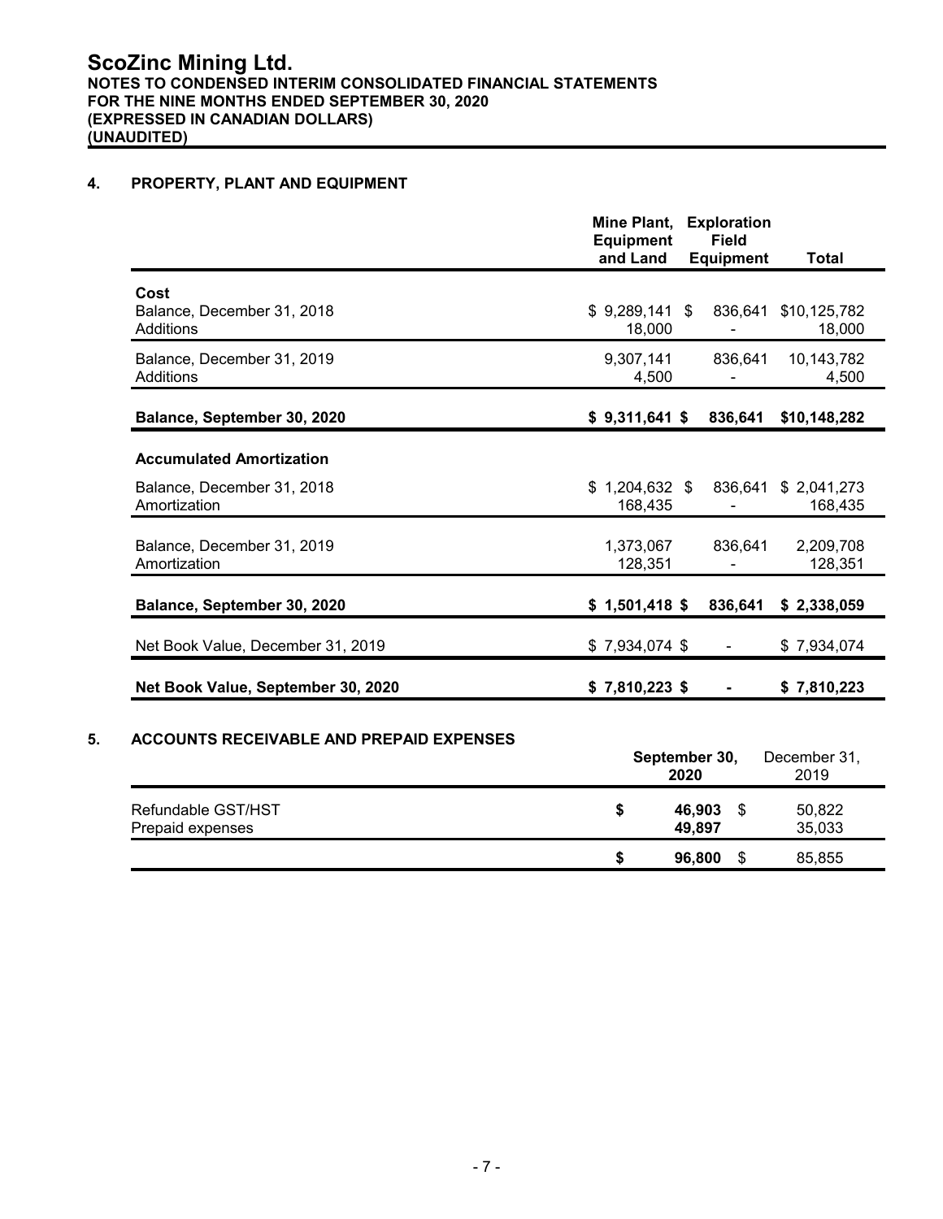# ScoZinc Mining Ltd.

**NOTES TO CONDENSED INTERIM CONSOLIDATED FINANCIAL STATEMENTS**
**FOR THE NINE MONTHS ENDED SEPTEMBER 30, 2020**
**(EXPRESSED IN CANADIAN DOLLARS)**
**(UNAUDITED)**

## 4. PROPERTY, PLANT AND EQUIPMENT

| | Mine Plant, Equipment and Land | Exploration Field Equipment | Total |
|---|---|---|---|
| **Cost** | | | |
| Balance, December 31, 2018 | $ 9,289,141 | $ 836,641 | $10,125,782 |
| Additions | 18,000 | - | 18,000 |
| Balance, December 31, 2019 | 9,307,141 | 836,641 | 10,143,782 |
| Additions | 4,500 | - | 4,500 |
| **Balance, September 30, 2020** | **$ 9,311,641** | **$ 836,641** | **$10,148,282** |
| **Accumulated Amortization** | | | |
| Balance, December 31, 2018 | $ 1,204,632 | $ 836,641 | $ 2,041,273 |
| Amortization | 168,435 | - | 168,435 |
| Balance, December 31, 2019 | 1,373,067 | 836,641 | 2,209,708 |
| Amortization | 128,351 | - | 128,351 |
| **Balance, September 30, 2020** | **$ 1,501,418** | **$ 836,641** | **$ 2,338,059** |
| Net Book Value, December 31, 2019 | $ 7,934,074 | $ - | $ 7,934,074 |
| **Net Book Value, September 30, 2020** | **$ 7,810,223** | **$ -** | **$ 7,810,223** |

## 5. ACCOUNTS RECEIVABLE AND PREPAID EXPENSES

| | September 30, 2020 | December 31, 2019 |
|---|---|---|
| Refundable GST/HST | **$ 46,903** | $ 50,822 |
| Prepaid expenses | **49,897** | 35,033 |
| | **$ 96,800** | $ 85,855 |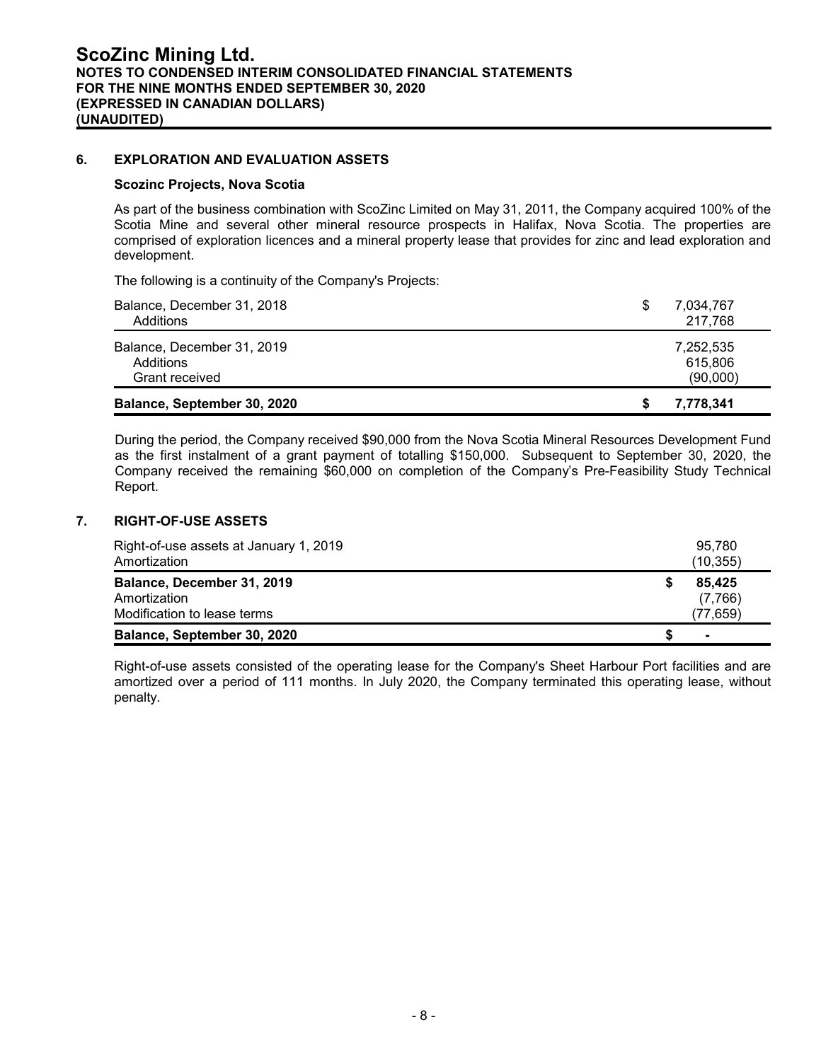## 6. EXPLORATION AND EVALUATION ASSETS

### Scozinc Projects, Nova Scotia

As part of the business combination with ScoZinc Limited on May 31, 2011, the Company acquired 100% of the Scotia Mine and several other mineral resource prospects in Halifax, Nova Scotia. The properties are comprised of exploration licences and a mineral property lease that provides for zinc and lead exploration and development.

The following is a continuity of the Company's Projects:

| | | |
|---|---|---|
| Balance, December 31, 2018 | $ | 7,034,767 |
| Additions | | 217,768 |
| Balance, December 31, 2019 | | 7,252,535 |
| Additions | | 615,806 |
| Grant received | | (90,000) |
| **Balance, September 30, 2020** | **$** | **7,778,341** |

During the period, the Company received $90,000 from the Nova Scotia Mineral Resources Development Fund as the first instalment of a grant payment of totalling $150,000. Subsequent to September 30, 2020, the Company received the remaining $60,000 on completion of the Company's Pre-Feasibility Study Technical Report.

## 7. RIGHT-OF-USE ASSETS

| | | |
|---|---|---|
| Right-of-use assets at January 1, 2019 | | 95,780 |
| Amortization | | (10,355) |
| **Balance, December 31, 2019** | **$** | **85,425** |
| Amortization | | (7,766) |
| Modification to lease terms | | (77,659) |
| **Balance, September 30, 2020** | **$** | **-** |

Right-of-use assets consisted of the operating lease for the Company's Sheet Harbour Port facilities and are amortized over a period of 111 months. In July 2020, the Company terminated this operating lease, without penalty.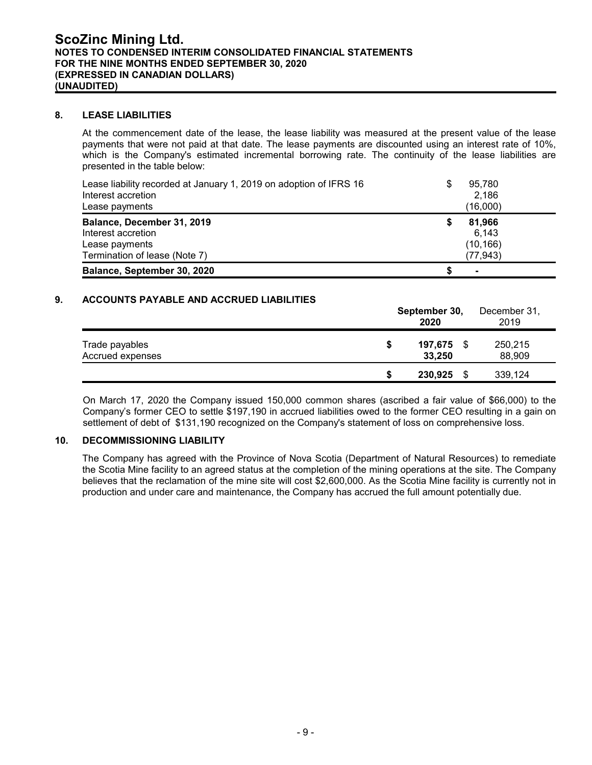## 8. LEASE LIABILITIES

At the commencement date of the lease, the lease liability was measured at the present value of the lease payments that were not paid at that date. The lease payments are discounted using an interest rate of 10%, which is the Company's estimated incremental borrowing rate. The continuity of the lease liabilities are presented in the table below:

| | | |
|---|---|---|
| Lease liability recorded at January 1, 2019 on adoption of IFRS 16 | $ | 95,780 |
| Interest accretion | | 2,186 |
| Lease payments | | (16,000) |
| **Balance, December 31, 2019** | **$** | **81,966** |
| Interest accretion | | 6,143 |
| Lease payments | | (10,166) |
| Termination of lease (Note 7) | | (77,943) |
| **Balance, September 30, 2020** | **$** | **-** |

## 9. ACCOUNTS PAYABLE AND ACCRUED LIABILITIES

| | | **September 30, 2020** | | December 31, 2019 |
|---|---|---|---|---|
| Trade payables | **$** | **197,675** | $ | 250,215 |
| Accrued expenses | | **33,250** | | 88,909 |
| | **$** | **230,925** | $ | 339,124 |

On March 17, 2020 the Company issued 150,000 common shares (ascribed a fair value of $66,000) to the Company's former CEO to settle $197,190 in accrued liabilities owed to the former CEO resulting in a gain on settlement of debt of $131,190 recognized on the Company's statement of loss on comprehensive loss.

## 10. DECOMMISSIONING LIABILITY

The Company has agreed with the Province of Nova Scotia (Department of Natural Resources) to remediate the Scotia Mine facility to an agreed status at the completion of the mining operations at the site. The Company believes that the reclamation of the mine site will cost $2,600,000. As the Scotia Mine facility is currently not in production and under care and maintenance, the Company has accrued the full amount potentially due.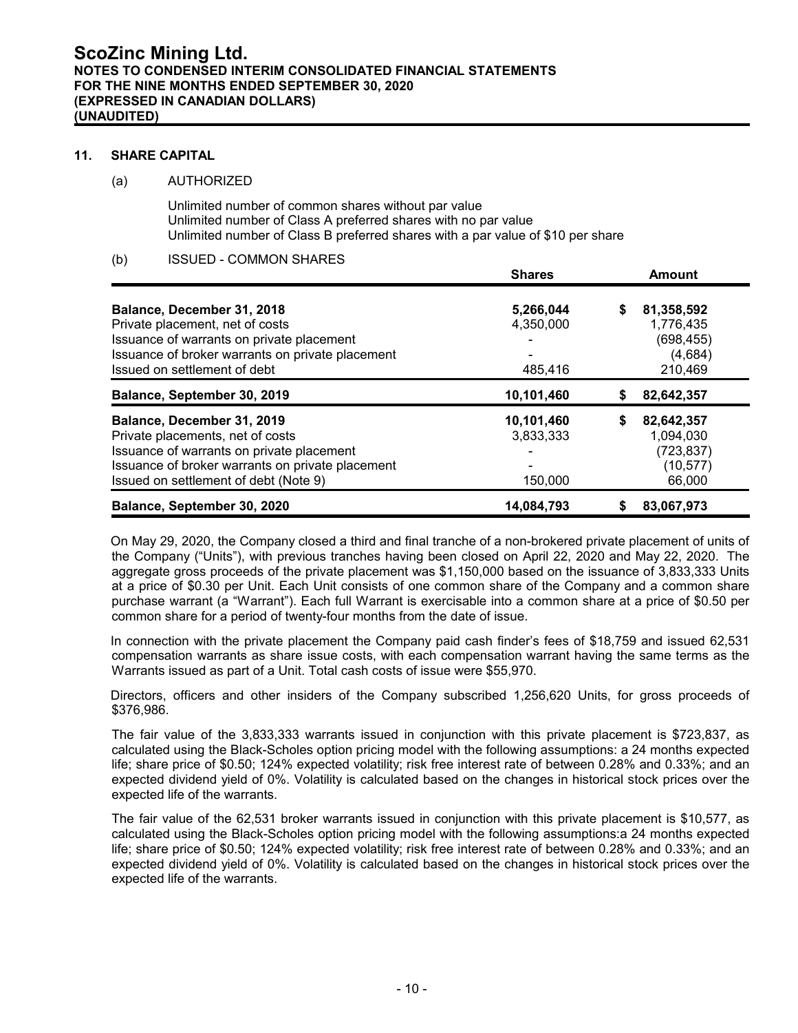## 11. SHARE CAPITAL

(a) AUTHORIZED

Unlimited number of common shares without par value
Unlimited number of Class A preferred shares with no par value
Unlimited number of Class B preferred shares with a par value of $10 per share

(b) ISSUED - COMMON SHARES

| | Shares | Amount |
|---|---|---|
| **Balance, December 31, 2018** | **5,266,044** | **$ 81,358,592** |
| Private placement, net of costs | 4,350,000 | 1,776,435 |
| Issuance of warrants on private placement | - | (698,455) |
| Issuance of broker warrants on private placement | - | (4,684) |
| Issued on settlement of debt | 485,416 | 210,469 |
| **Balance, September 30, 2019** | **10,101,460** | **$ 82,642,357** |
| **Balance, December 31, 2019** | **10,101,460** | **$ 82,642,357** |
| Private placements, net of costs | 3,833,333 | 1,094,030 |
| Issuance of warrants on private placement | - | (723,837) |
| Issuance of broker warrants on private placement | - | (10,577) |
| Issued on settlement of debt (Note 9) | 150,000 | 66,000 |
| **Balance, September 30, 2020** | **14,084,793** | **$ 83,067,973** |

On May 29, 2020, the Company closed a third and final tranche of a non-brokered private placement of units of the Company ("Units"), with previous tranches having been closed on April 22, 2020 and May 22, 2020. The aggregate gross proceeds of the private placement was $1,150,000 based on the issuance of 3,833,333 Units at a price of $0.30 per Unit. Each Unit consists of one common share of the Company and a common share purchase warrant (a "Warrant"). Each full Warrant is exercisable into a common share at a price of $0.50 per common share for a period of twenty-four months from the date of issue.

In connection with the private placement the Company paid cash finder's fees of $18,759 and issued 62,531 compensation warrants as share issue costs, with each compensation warrant having the same terms as the Warrants issued as part of a Unit. Total cash costs of issue were $55,970.

Directors, officers and other insiders of the Company subscribed 1,256,620 Units, for gross proceeds of $376,986.

The fair value of the 3,833,333 warrants issued in conjunction with this private placement is $723,837, as calculated using the Black-Scholes option pricing model with the following assumptions: a 24 months expected life; share price of $0.50; 124% expected volatility; risk free interest rate of between 0.28% and 0.33%; and an expected dividend yield of 0%. Volatility is calculated based on the changes in historical stock prices over the expected life of the warrants.

The fair value of the 62,531 broker warrants issued in conjunction with this private placement is $10,577, as calculated using the Black-Scholes option pricing model with the following assumptions:a 24 months expected life; share price of $0.50; 124% expected volatility; risk free interest rate of between 0.28% and 0.33%; and an expected dividend yield of 0%. Volatility is calculated based on the changes in historical stock prices over the expected life of the warrants.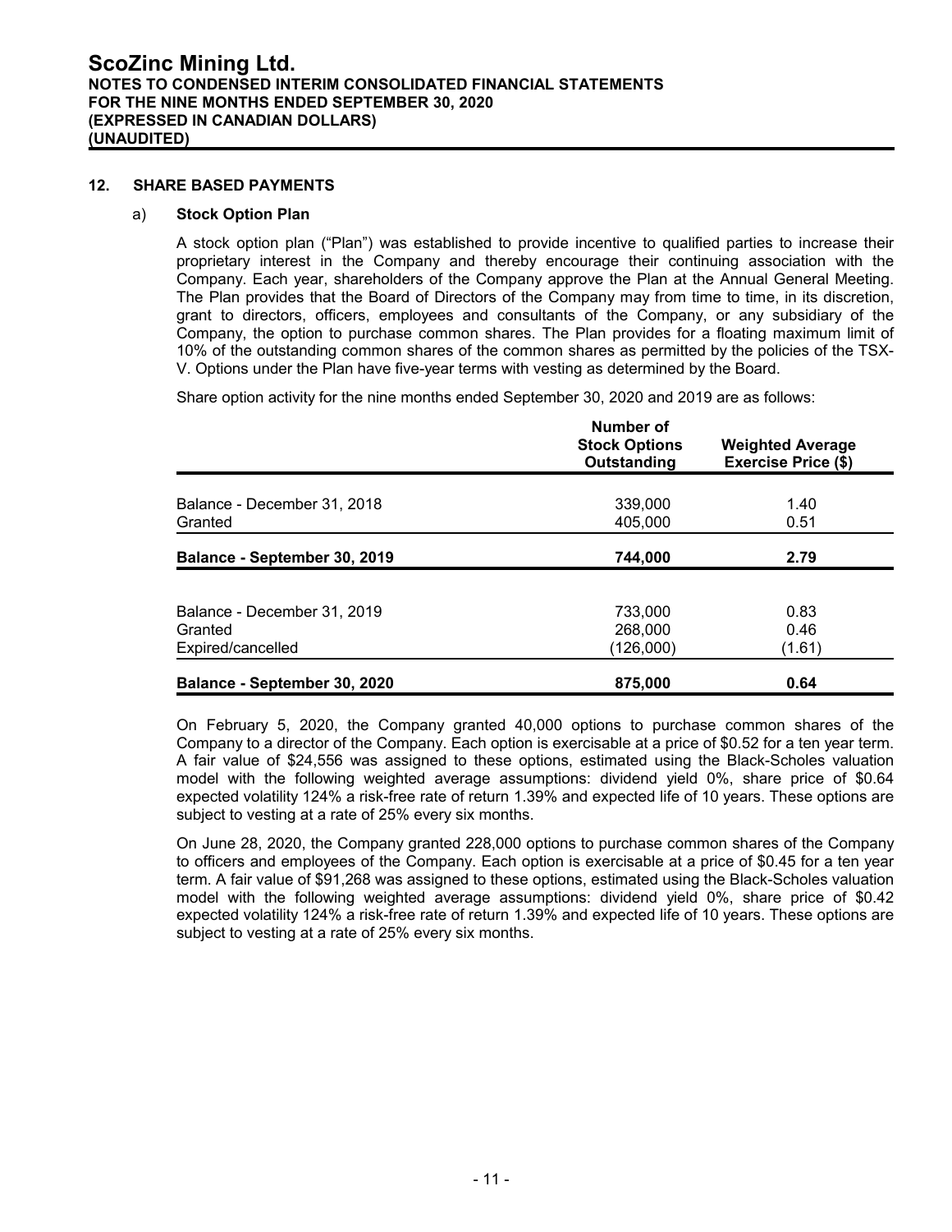# ScoZinc Mining Ltd.

**NOTES TO CONDENSED INTERIM CONSOLIDATED FINANCIAL STATEMENTS**
**FOR THE NINE MONTHS ENDED SEPTEMBER 30, 2020**
**(EXPRESSED IN CANADIAN DOLLARS)**
**(UNAUDITED)**

## 12. SHARE BASED PAYMENTS

### a) Stock Option Plan

A stock option plan ("Plan") was established to provide incentive to qualified parties to increase their proprietary interest in the Company and thereby encourage their continuing association with the Company. Each year, shareholders of the Company approve the Plan at the Annual General Meeting. The Plan provides that the Board of Directors of the Company may from time to time, in its discretion, grant to directors, officers, employees and consultants of the Company, or any subsidiary of the Company, the option to purchase common shares. The Plan provides for a floating maximum limit of 10% of the outstanding common shares of the common shares as permitted by the policies of the TSX-V. Options under the Plan have five-year terms with vesting as determined by the Board.

Share option activity for the nine months ended September 30, 2020 and 2019 are as follows:

| | Number of Stock Options Outstanding | Weighted Average Exercise Price ($) |
|---|---|---|
| Balance - December 31, 2018 | 339,000 | 1.40 |
| Granted | 405,000 | 0.51 |
| **Balance - September 30, 2019** | **744,000** | **2.79** |
| | | |
| Balance - December 31, 2019 | 733,000 | 0.83 |
| Granted | 268,000 | 0.46 |
| Expired/cancelled | (126,000) | (1.61) |
| **Balance - September 30, 2020** | **875,000** | **0.64** |

On February 5, 2020, the Company granted 40,000 options to purchase common shares of the Company to a director of the Company. Each option is exercisable at a price of $0.52 for a ten year term. A fair value of $24,556 was assigned to these options, estimated using the Black-Scholes valuation model with the following weighted average assumptions: dividend yield 0%, share price of $0.64 expected volatility 124% a risk-free rate of return 1.39% and expected life of 10 years. These options are subject to vesting at a rate of 25% every six months.

On June 28, 2020, the Company granted 228,000 options to purchase common shares of the Company to officers and employees of the Company. Each option is exercisable at a price of $0.45 for a ten year term. A fair value of $91,268 was assigned to these options, estimated using the Black-Scholes valuation model with the following weighted average assumptions: dividend yield 0%, share price of $0.42 expected volatility 124% a risk-free rate of return 1.39% and expected life of 10 years. These options are subject to vesting at a rate of 25% every six months.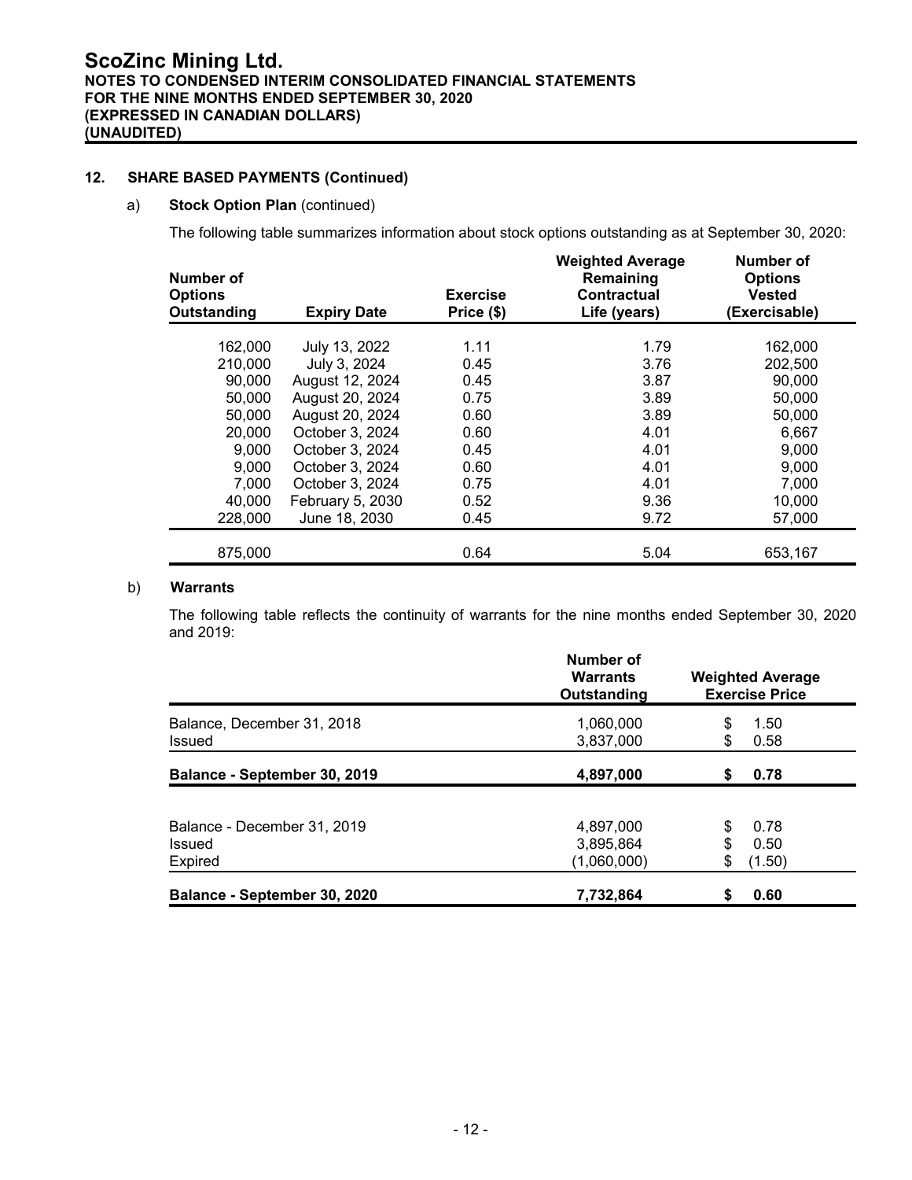## 12. SHARE BASED PAYMENTS (Continued)

### a) Stock Option Plan (continued)

The following table summarizes information about stock options outstanding as at September 30, 2020:

| Number of Options Outstanding | Expiry Date | Exercise Price ($) | Weighted Average Remaining Contractual Life (years) | Number of Options Vested (Exercisable) |
|---|---|---|---|---|
| 162,000 | July 13, 2022 | 1.11 | 1.79 | 162,000 |
| 210,000 | July 3, 2024 | 0.45 | 3.76 | 202,500 |
| 90,000 | August 12, 2024 | 0.45 | 3.87 | 90,000 |
| 50,000 | August 20, 2024 | 0.75 | 3.89 | 50,000 |
| 50,000 | August 20, 2024 | 0.60 | 3.89 | 50,000 |
| 20,000 | October 3, 2024 | 0.60 | 4.01 | 6,667 |
| 9,000 | October 3, 2024 | 0.45 | 4.01 | 9,000 |
| 9,000 | October 3, 2024 | 0.60 | 4.01 | 9,000 |
| 7,000 | October 3, 2024 | 0.75 | 4.01 | 7,000 |
| 40,000 | February 5, 2030 | 0.52 | 9.36 | 10,000 |
| 228,000 | June 18, 2030 | 0.45 | 9.72 | 57,000 |
| 875,000 | | 0.64 | 5.04 | 653,167 |

### b) Warrants

The following table reflects the continuity of warrants for the nine months ended September 30, 2020 and 2019:

| | Number of Warrants Outstanding | Weighted Average Exercise Price |
|---|---|---|
| Balance, December 31, 2018 | 1,060,000 | $ 1.50 |
| Issued | 3,837,000 | $ 0.58 |
| **Balance - September 30, 2019** | **4,897,000** | **$ 0.78** |
| | | |
| Balance - December 31, 2019 | 4,897,000 | $ 0.78 |
| Issued | 3,895,864 | $ 0.50 |
| Expired | (1,060,000) | $ (1.50) |
| **Balance - September 30, 2020** | **7,732,864** | **$ 0.60** |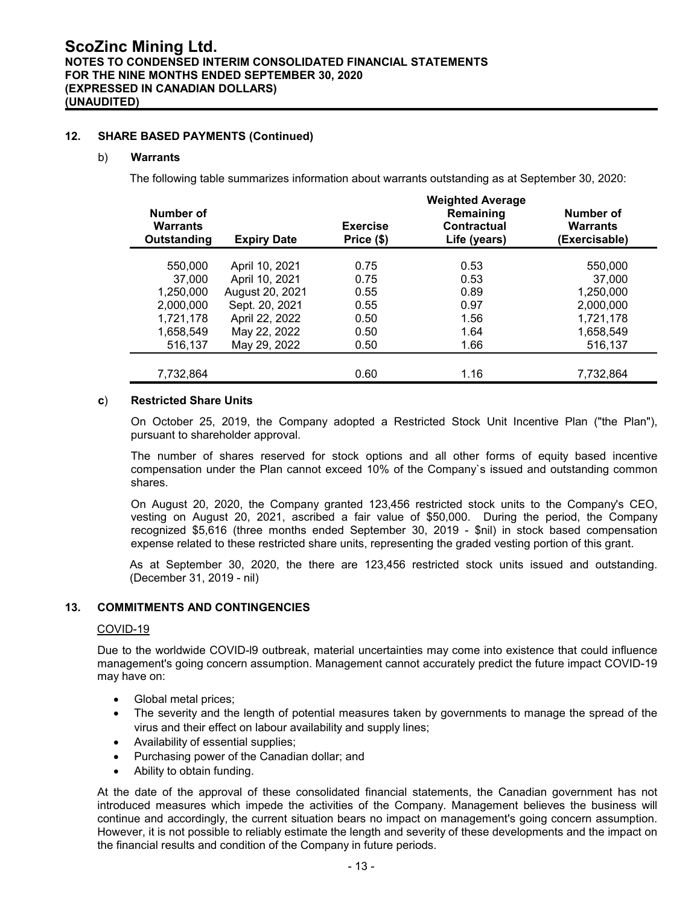## 12. SHARE BASED PAYMENTS (Continued)

### b) Warrants

The following table summarizes information about warrants outstanding as at September 30, 2020:

| Number of Warrants Outstanding | Expiry Date | Exercise Price ($) | Weighted Average Remaining Contractual Life (years) | Number of Warrants (Exercisable) |
|---|---|---|---|---|
| 550,000 | April 10, 2021 | 0.75 | 0.53 | 550,000 |
| 37,000 | April 10, 2021 | 0.75 | 0.53 | 37,000 |
| 1,250,000 | August 20, 2021 | 0.55 | 0.89 | 1,250,000 |
| 2,000,000 | Sept. 20, 2021 | 0.55 | 0.97 | 2,000,000 |
| 1,721,178 | April 22, 2022 | 0.50 | 1.56 | 1,721,178 |
| 1,658,549 | May 22, 2022 | 0.50 | 1.64 | 1,658,549 |
| 516,137 | May 29, 2022 | 0.50 | 1.66 | 516,137 |
| 7,732,864 | | 0.60 | 1.16 | 7,732,864 |

### c) Restricted Share Units

On October 25, 2019, the Company adopted a Restricted Stock Unit Incentive Plan ("the Plan"), pursuant to shareholder approval.

The number of shares reserved for stock options and all other forms of equity based incentive compensation under the Plan cannot exceed 10% of the Company`s issued and outstanding common shares.

On August 20, 2020, the Company granted 123,456 restricted stock units to the Company's CEO, vesting on August 20, 2021, ascribed a fair value of $50,000. During the period, the Company recognized $5,616 (three months ended September 30, 2019 - $nil) in stock based compensation expense related to these restricted share units, representing the graded vesting portion of this grant.

As at September 30, 2020, the there are 123,456 restricted stock units issued and outstanding. (December 31, 2019 - nil)

## 13. COMMITMENTS AND CONTINGENCIES

COVID-19

Due to the worldwide COVID-l9 outbreak, material uncertainties may come into existence that could influence management's going concern assumption. Management cannot accurately predict the future impact COVID-19 may have on:

- Global metal prices;
- The severity and the length of potential measures taken by governments to manage the spread of the virus and their effect on labour availability and supply lines;
- Availability of essential supplies;
- Purchasing power of the Canadian dollar; and
- Ability to obtain funding.

At the date of the approval of these consolidated financial statements, the Canadian government has not introduced measures which impede the activities of the Company. Management believes the business will continue and accordingly, the current situation bears no impact on management's going concern assumption. However, it is not possible to reliably estimate the length and severity of these developments and the impact on the financial results and condition of the Company in future periods.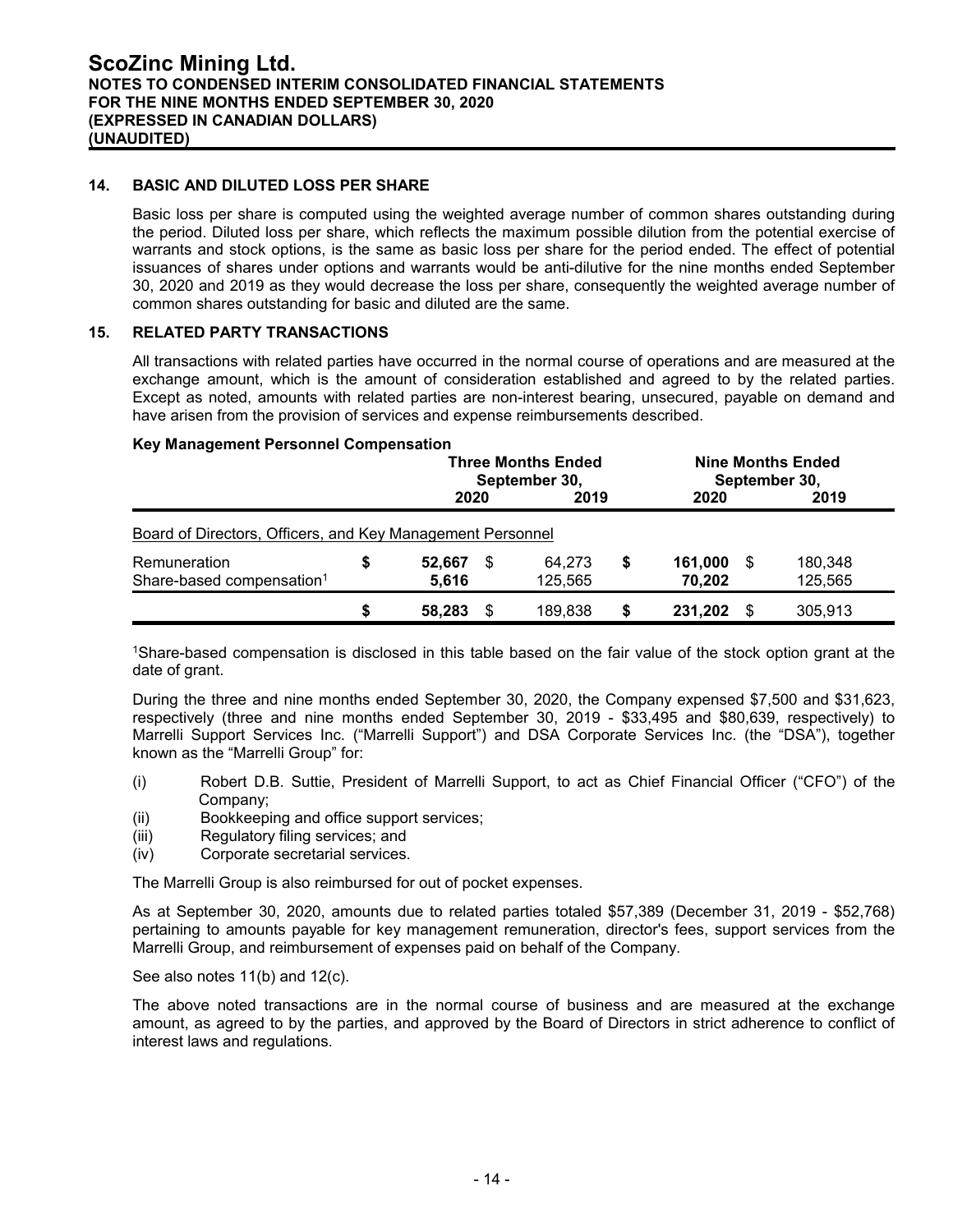## 14. BASIC AND DILUTED LOSS PER SHARE

Basic loss per share is computed using the weighted average number of common shares outstanding during the period. Diluted loss per share, which reflects the maximum possible dilution from the potential exercise of warrants and stock options, is the same as basic loss per share for the period ended. The effect of potential issuances of shares under options and warrants would be anti-dilutive for the nine months ended September 30, 2020 and 2019 as they would decrease the loss per share, consequently the weighted average number of common shares outstanding for basic and diluted are the same.

## 15. RELATED PARTY TRANSACTIONS

All transactions with related parties have occurred in the normal course of operations and are measured at the exchange amount, which is the amount of consideration established and agreed to by the related parties. Except as noted, amounts with related parties are non-interest bearing, unsecured, payable on demand and have arisen from the provision of services and expense reimbursements described.

**Key Management Personnel Compensation**

| | Three Months Ended September 30, | | Nine Months Ended September 30, | |
|---|---|---|---|---|
| | **2020** | **2019** | **2020** | **2019** |
| Board of Directors, Officers, and Key Management Personnel | | | | |
| Remuneration | $ **52,667** | $ 64,273 | $ **161,000** | $ 180,348 |
| Share-based compensation[1] | **5,616** | 125,565 | **70,202** | 125,565 |
| | $ **58,283** | $ 189,838 | $ **231,202** | $ 305,913 |

[1]Share-based compensation is disclosed in this table based on the fair value of the stock option grant at the date of grant.

During the three and nine months ended September 30, 2020, the Company expensed $7,500 and $31,623, respectively (three and nine months ended September 30, 2019 - $33,495 and $80,639, respectively) to Marrelli Support Services Inc. ("Marrelli Support") and DSA Corporate Services Inc. (the "DSA"), together known as the "Marrelli Group" for:

(i) Robert D.B. Suttie, President of Marrelli Support, to act as Chief Financial Officer ("CFO") of the Company;
(ii) Bookkeeping and office support services;
(iii) Regulatory filing services; and
(iv) Corporate secretarial services.

The Marrelli Group is also reimbursed for out of pocket expenses.

As at September 30, 2020, amounts due to related parties totaled $57,389 (December 31, 2019 - $52,768) pertaining to amounts payable for key management remuneration, director's fees, support services from the Marrelli Group, and reimbursement of expenses paid on behalf of the Company.

See also notes 11(b) and 12(c).

The above noted transactions are in the normal course of business and are measured at the exchange amount, as agreed to by the parties, and approved by the Board of Directors in strict adherence to conflict of interest laws and regulations.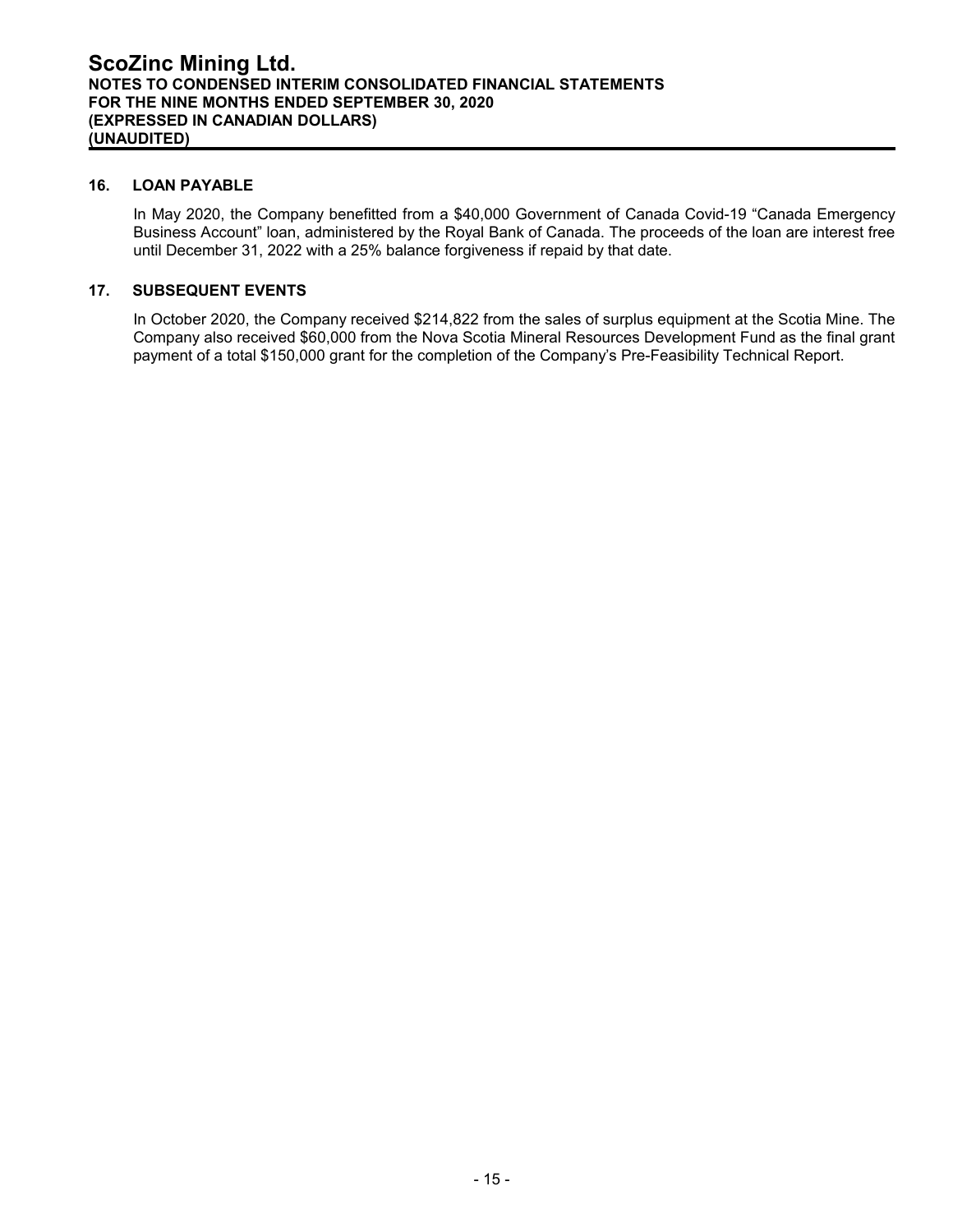## 16. LOAN PAYABLE

In May 2020, the Company benefitted from a $40,000 Government of Canada Covid-19 "Canada Emergency Business Account" loan, administered by the Royal Bank of Canada. The proceeds of the loan are interest free until December 31, 2022 with a 25% balance forgiveness if repaid by that date.

## 17. SUBSEQUENT EVENTS

In October 2020, the Company received $214,822 from the sales of surplus equipment at the Scotia Mine. The Company also received $60,000 from the Nova Scotia Mineral Resources Development Fund as the final grant payment of a total $150,000 grant for the completion of the Company's Pre-Feasibility Technical Report.